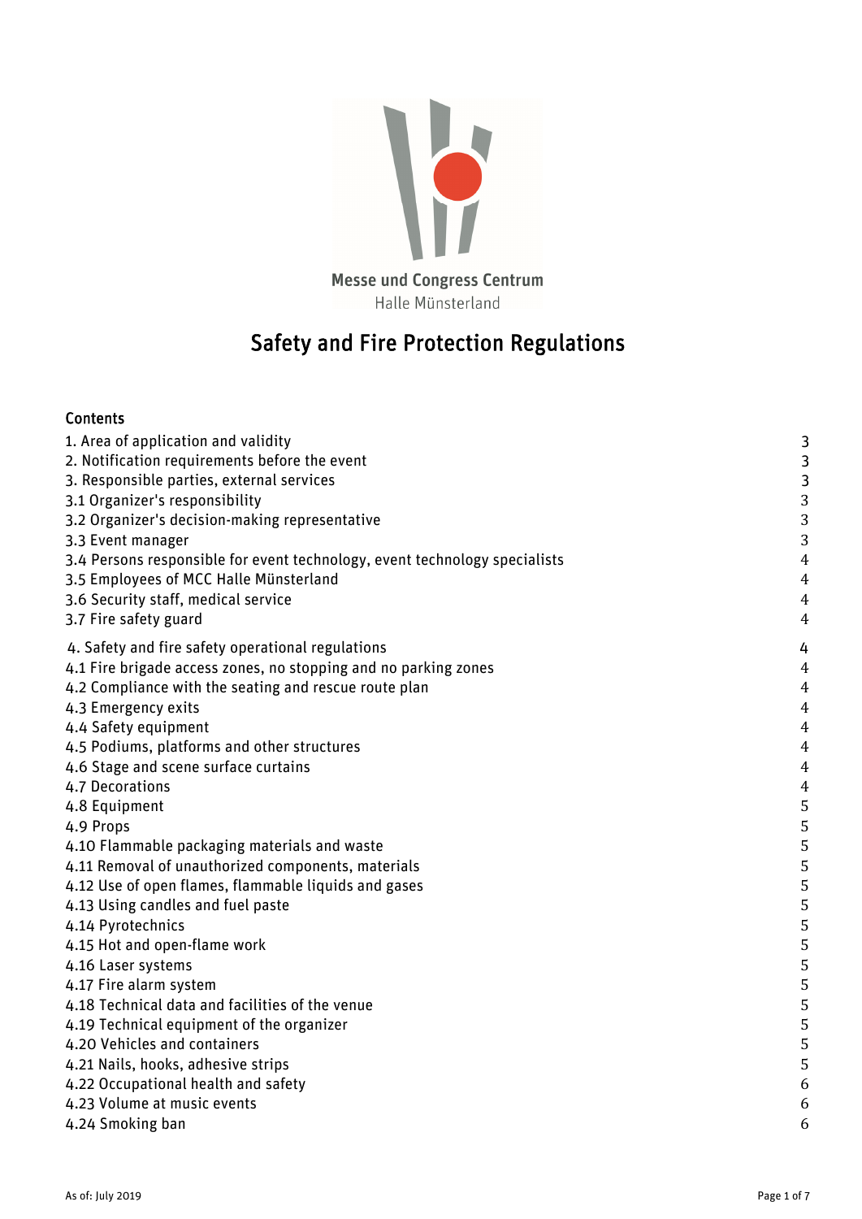Messe und Congress Centrum
Halle Münsterland

# Safety and Fire Protection Regulations

**Contents**

| | |
|---|---|
| 1. Area of application and validity | 3 |
| 2. Notification requirements before the event | 3 |
| 3. Responsible parties, external services | 3 |
| 3.1 Organizer's responsibility | 3 |
| 3.2 Organizer's decision-making representative | 3 |
| 3.3 Event manager | 3 |
| 3.4 Persons responsible for event technology, event technology specialists | 4 |
| 3.5 Employees of MCC Halle Münsterland | 4 |
| 3.6 Security staff, medical service | 4 |
| 3.7 Fire safety guard | 4 |
| 4. Safety and fire safety operational regulations | 4 |
| 4.1 Fire brigade access zones, no stopping and no parking zones | 4 |
| 4.2 Compliance with the seating and rescue route plan | 4 |
| 4.3 Emergency exits | 4 |
| 4.4 Safety equipment | 4 |
| 4.5 Podiums, platforms and other structures | 4 |
| 4.6 Stage and scene surface curtains | 4 |
| 4.7 Decorations | 4 |
| 4.8 Equipment | 5 |
| 4.9 Props | 5 |
| 4.10 Flammable packaging materials and waste | 5 |
| 4.11 Removal of unauthorized components, materials | 5 |
| 4.12 Use of open flames, flammable liquids and gases | 5 |
| 4.13 Using candles and fuel paste | 5 |
| 4.14 Pyrotechnics | 5 |
| 4.15 Hot and open-flame work | 5 |
| 4.16 Laser systems | 5 |
| 4.17 Fire alarm system | 5 |
| 4.18 Technical data and facilities of the venue | 5 |
| 4.19 Technical equipment of the organizer | 5 |
| 4.20 Vehicles and containers | 5 |
| 4.21 Nails, hooks, adhesive strips | 5 |
| 4.22 Occupational health and safety | 6 |
| 4.23 Volume at music events | 6 |
| 4.24 Smoking ban | 6 |

As of: July 2019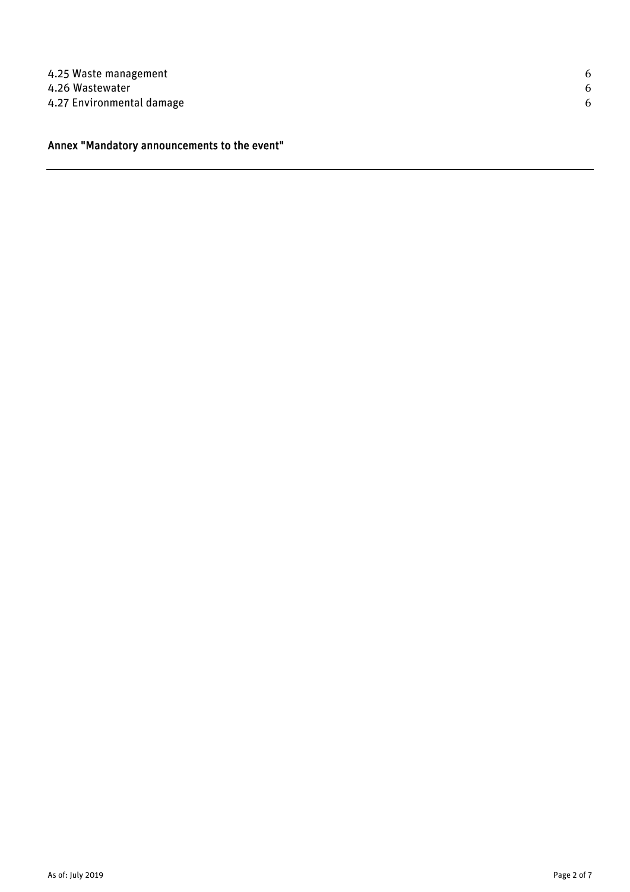4.25 Waste management 6
4.26 Wastewater 6
4.27 Environmental damage 6

**Annex "Mandatory announcements to the event"**

---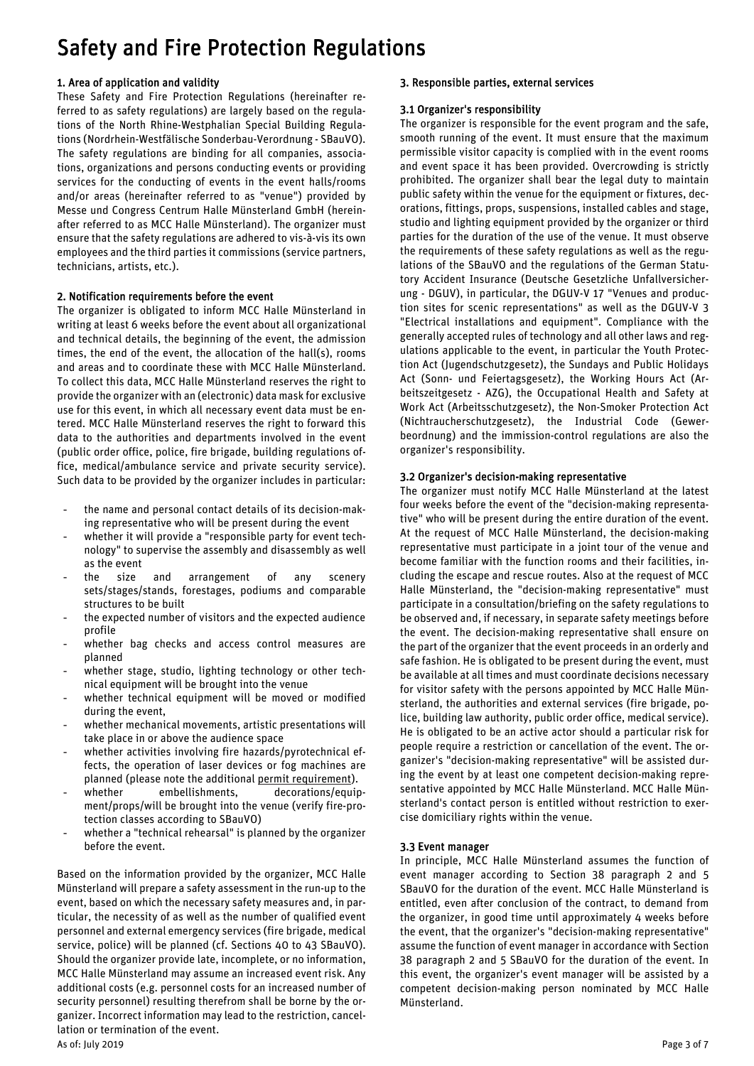# Safety and Fire Protection Regulations

### 1. Area of application and validity

These Safety and Fire Protection Regulations (hereinafter referred to as safety regulations) are largely based on the regulations of the North Rhine-Westphalian Special Building Regulations (Nordrhein-Westfälische Sonderbau-Verordnung - SBauVO). The safety regulations are binding for all companies, associations, organizations and persons conducting events or providing services for the conducting of events in the event halls/rooms and/or areas (hereinafter referred to as "venue") provided by Messe und Congress Centrum Halle Münsterland GmbH (hereinafter referred to as MCC Halle Münsterland). The organizer must ensure that the safety regulations are adhered to vis-à-vis its own employees and the third parties it commissions (service partners, technicians, artists, etc.).

### 2. Notification requirements before the event

The organizer is obligated to inform MCC Halle Münsterland in writing at least 6 weeks before the event about all organizational and technical details, the beginning of the event, the admission times, the end of the event, the allocation of the hall(s), rooms and areas and to coordinate these with MCC Halle Münsterland. To collect this data, MCC Halle Münsterland reserves the right to provide the organizer with an (electronic) data mask for exclusive use for this event, in which all necessary event data must be entered. MCC Halle Münsterland reserves the right to forward this data to the authorities and departments involved in the event (public order office, police, fire brigade, building regulations office, medical/ambulance service and private security service). Such data to be provided by the organizer includes in particular:

- the name and personal contact details of its decision-making representative who will be present during the event
- whether it will provide a "responsible party for event technology" to supervise the assembly and disassembly as well as the event
- the size and arrangement of any scenery sets/stages/stands, forestages, podiums and comparable structures to be built
- the expected number of visitors and the expected audience profile
- whether bag checks and access control measures are planned
- whether stage, studio, lighting technology or other technical equipment will be brought into the venue
- whether technical equipment will be moved or modified during the event,
- whether mechanical movements, artistic presentations will take place in or above the audience space
- whether activities involving fire hazards/pyrotechnical effects, the operation of laser devices or fog machines are planned (please note the additional permit requirement).
- whether embellishments, decorations/equipment/props/will be brought into the venue (verify fire-protection classes according to SBauVO)
- whether a "technical rehearsal" is planned by the organizer before the event.

Based on the information provided by the organizer, MCC Halle Münsterland will prepare a safety assessment in the run-up to the event, based on which the necessary safety measures and, in particular, the necessity of as well as the number of qualified event personnel and external emergency services (fire brigade, medical service, police) will be planned (cf. Sections 40 to 43 SBauVO). Should the organizer provide late, incomplete, or no information, MCC Halle Münsterland may assume an increased event risk. Any additional costs (e.g. personnel costs for an increased number of security personnel) resulting therefrom shall be borne by the organizer. Incorrect information may lead to the restriction, cancellation or termination of the event.

### 3. Responsible parties, external services

#### 3.1 Organizer's responsibility

The organizer is responsible for the event program and the safe, smooth running of the event. It must ensure that the maximum permissible visitor capacity is complied with in the event rooms and event space it has been provided. Overcrowding is strictly prohibited. The organizer shall bear the legal duty to maintain public safety within the venue for the equipment or fixtures, decorations, fittings, props, suspensions, installed cables and stage, studio and lighting equipment provided by the organizer or third parties for the duration of the use of the venue. It must observe the requirements of these safety regulations as well as the regulations of the SBauVO and the regulations of the German Statutory Accident Insurance (Deutsche Gesetzliche Unfallversicherung - DGUV), in particular, the DGUV-V 17 "Venues and production sites for scenic representations" as well as the DGUV-V 3 "Electrical installations and equipment". Compliance with the generally accepted rules of technology and all other laws and regulations applicable to the event, in particular the Youth Protection Act (Jugendschutzgesetz), the Sundays and Public Holidays Act (Sonn- und Feiertagsgesetz), the Working Hours Act (Arbeitszeitgesetz - AZG), the Occupational Health and Safety at Work Act (Arbeitsschutzgesetz), the Non-Smoker Protection Act (Nichtraucherschutzgesetz), the Industrial Code (Gewerbeordnung) and the immission-control regulations are also the organizer's responsibility.

#### 3.2 Organizer's decision-making representative

The organizer must notify MCC Halle Münsterland at the latest four weeks before the event of the "decision-making representative" who will be present during the entire duration of the event. At the request of MCC Halle Münsterland, the decision-making representative must participate in a joint tour of the venue and become familiar with the function rooms and their facilities, including the escape and rescue routes. Also at the request of MCC Halle Münsterland, the "decision-making representative" must participate in a consultation/briefing on the safety regulations to be observed and, if necessary, in separate safety meetings before the event. The decision-making representative shall ensure on the part of the organizer that the event proceeds in an orderly and safe fashion. He is obligated to be present during the event, must be available at all times and must coordinate decisions necessary for visitor safety with the persons appointed by MCC Halle Münsterland, the authorities and external services (fire brigade, police, building law authority, public order office, medical service). He is obligated to be an active actor should a particular risk for people require a restriction or cancellation of the event. The organizer's "decision-making representative" will be assisted during the event by at least one competent decision-making representative appointed by MCC Halle Münsterland. MCC Halle Münsterland's contact person is entitled without restriction to exercise domiciliary rights within the venue.

#### 3.3 Event manager

In principle, MCC Halle Münsterland assumes the function of event manager according to Section 38 paragraph 2 and 5 SBauVO for the duration of the event. MCC Halle Münsterland is entitled, even after conclusion of the contract, to demand from the organizer, in good time until approximately 4 weeks before the event, that the organizer's "decision-making representative" assume the function of event manager in accordance with Section 38 paragraph 2 and 5 SBauVO for the duration of the event. In this event, the organizer's event manager will be assisted by a competent decision-making person nominated by MCC Halle Münsterland.

As of: July 2019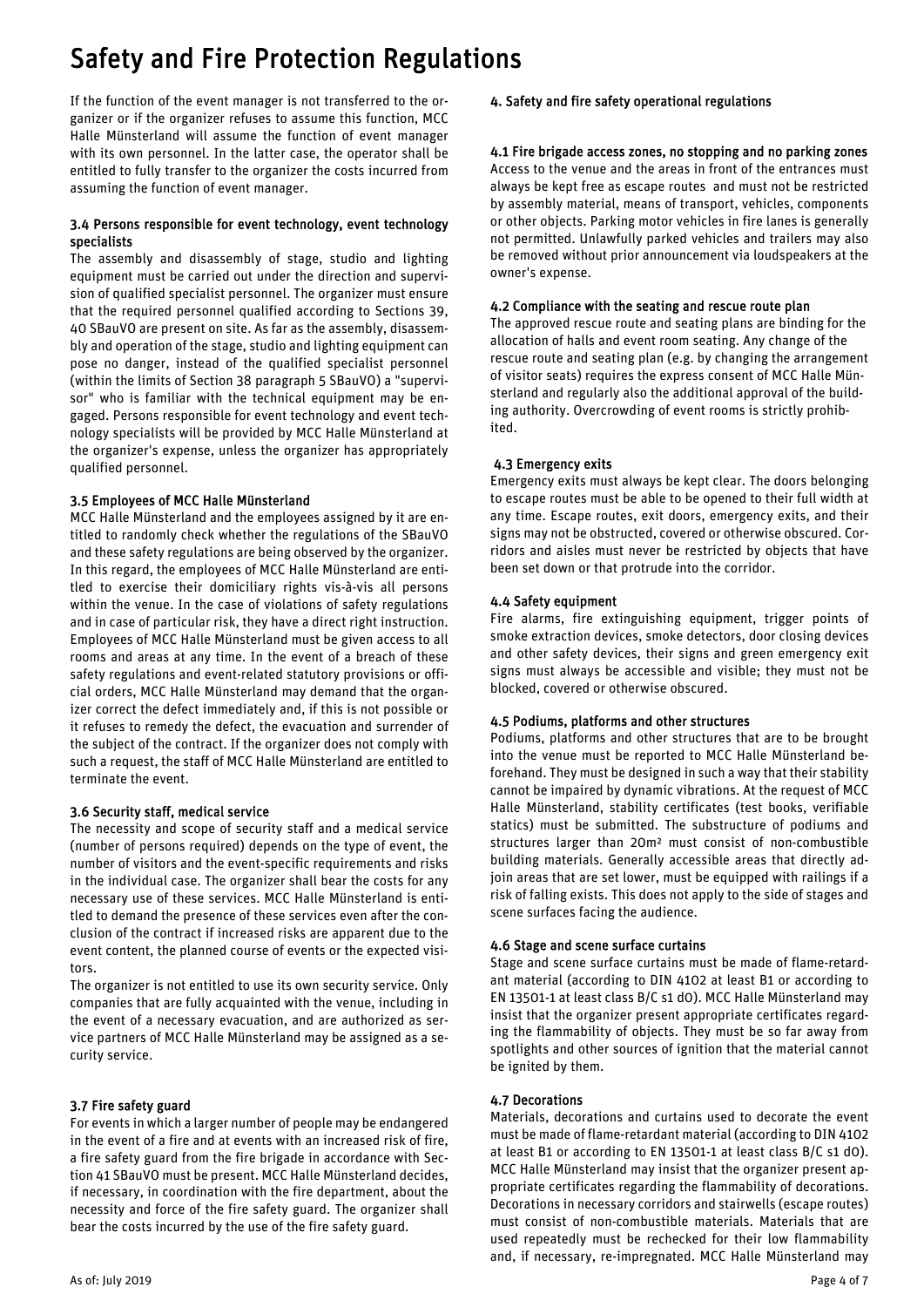# Safety and Fire Protection Regulations

If the function of the event manager is not transferred to the organizer or if the organizer refuses to assume this function, MCC Halle Münsterland will assume the function of event manager with its own personnel. In the latter case, the operator shall be entitled to fully transfer to the organizer the costs incurred from assuming the function of event manager.

### 3.4 Persons responsible for event technology, event technology specialists

The assembly and disassembly of stage, studio and lighting equipment must be carried out under the direction and supervision of qualified specialist personnel. The organizer must ensure that the required personnel qualified according to Sections 39, 40 SBauVO are present on site. As far as the assembly, disassembly and operation of the stage, studio and lighting equipment can pose no danger, instead of the qualified specialist personnel (within the limits of Section 38 paragraph 5 SBauVO) a "supervisor" who is familiar with the technical equipment may be engaged. Persons responsible for event technology and event technology specialists will be provided by MCC Halle Münsterland at the organizer's expense, unless the organizer has appropriately qualified personnel.

### 3.5 Employees of MCC Halle Münsterland

MCC Halle Münsterland and the employees assigned by it are entitled to randomly check whether the regulations of the SBauVO and these safety regulations are being observed by the organizer. In this regard, the employees of MCC Halle Münsterland are entitled to exercise their domiciliary rights vis-à-vis all persons within the venue. In the case of violations of safety regulations and in case of particular risk, they have a direct right instruction. Employees of MCC Halle Münsterland must be given access to all rooms and areas at any time. In the event of a breach of these safety regulations and event-related statutory provisions or official orders, MCC Halle Münsterland may demand that the organizer correct the defect immediately and, if this is not possible or it refuses to remedy the defect, the evacuation and surrender of the subject of the contract. If the organizer does not comply with such a request, the staff of MCC Halle Münsterland are entitled to terminate the event.

### 3.6 Security staff, medical service

The necessity and scope of security staff and a medical service (number of persons required) depends on the type of event, the number of visitors and the event-specific requirements and risks in the individual case. The organizer shall bear the costs for any necessary use of these services. MCC Halle Münsterland is entitled to demand the presence of these services even after the conclusion of the contract if increased risks are apparent due to the event content, the planned course of events or the expected visitors.

The organizer is not entitled to use its own security service. Only companies that are fully acquainted with the venue, including in the event of a necessary evacuation, and are authorized as service partners of MCC Halle Münsterland may be assigned as a security service.

### 3.7 Fire safety guard

For events in which a larger number of people may be endangered in the event of a fire and at events with an increased risk of fire, a fire safety guard from the fire brigade in accordance with Section 41 SBauVO must be present. MCC Halle Münsterland decides, if necessary, in coordination with the fire department, about the necessity and force of the fire safety guard. The organizer shall bear the costs incurred by the use of the fire safety guard.

## 4. Safety and fire safety operational regulations

### 4.1 Fire brigade access zones, no stopping and no parking zones

Access to the venue and the areas in front of the entrances must always be kept free as escape routes and must not be restricted by assembly material, means of transport, vehicles, components or other objects. Parking motor vehicles in fire lanes is generally not permitted. Unlawfully parked vehicles and trailers may also be removed without prior announcement via loudspeakers at the owner's expense.

### 4.2 Compliance with the seating and rescue route plan

The approved rescue route and seating plans are binding for the allocation of halls and event room seating. Any change of the rescue route and seating plan (e.g. by changing the arrangement of visitor seats) requires the express consent of MCC Halle Münsterland and regularly also the additional approval of the building authority. Overcrowding of event rooms is strictly prohibited.

### 4.3 Emergency exits

Emergency exits must always be kept clear. The doors belonging to escape routes must be able to be opened to their full width at any time. Escape routes, exit doors, emergency exits, and their signs may not be obstructed, covered or otherwise obscured. Corridors and aisles must never be restricted by objects that have been set down or that protrude into the corridor.

### 4.4 Safety equipment

Fire alarms, fire extinguishing equipment, trigger points of smoke extraction devices, smoke detectors, door closing devices and other safety devices, their signs and green emergency exit signs must always be accessible and visible; they must not be blocked, covered or otherwise obscured.

### 4.5 Podiums, platforms and other structures

Podiums, platforms and other structures that are to be brought into the venue must be reported to MCC Halle Münsterland beforehand. They must be designed in such a way that their stability cannot be impaired by dynamic vibrations. At the request of MCC Halle Münsterland, stability certificates (test books, verifiable statics) must be submitted. The substructure of podiums and structures larger than 20m² must consist of non-combustible building materials. Generally accessible areas that directly adjoin areas that are set lower, must be equipped with railings if a risk of falling exists. This does not apply to the side of stages and scene surfaces facing the audience.

### 4.6 Stage and scene surface curtains

Stage and scene surface curtains must be made of flame-retardant material (according to DIN 4102 at least B1 or according to EN 13501-1 at least class B/C s1 d0). MCC Halle Münsterland may insist that the organizer present appropriate certificates regarding the flammability of objects. They must be so far away from spotlights and other sources of ignition that the material cannot be ignited by them.

### 4.7 Decorations

Materials, decorations and curtains used to decorate the event must be made of flame-retardant material (according to DIN 4102 at least B1 or according to EN 13501-1 at least class B/C s1 d0). MCC Halle Münsterland may insist that the organizer present appropriate certificates regarding the flammability of decorations. Decorations in necessary corridors and stairwells (escape routes) must consist of non-combustible materials. Materials that are used repeatedly must be rechecked for their low flammability and, if necessary, re-impregnated. MCC Halle Münsterland may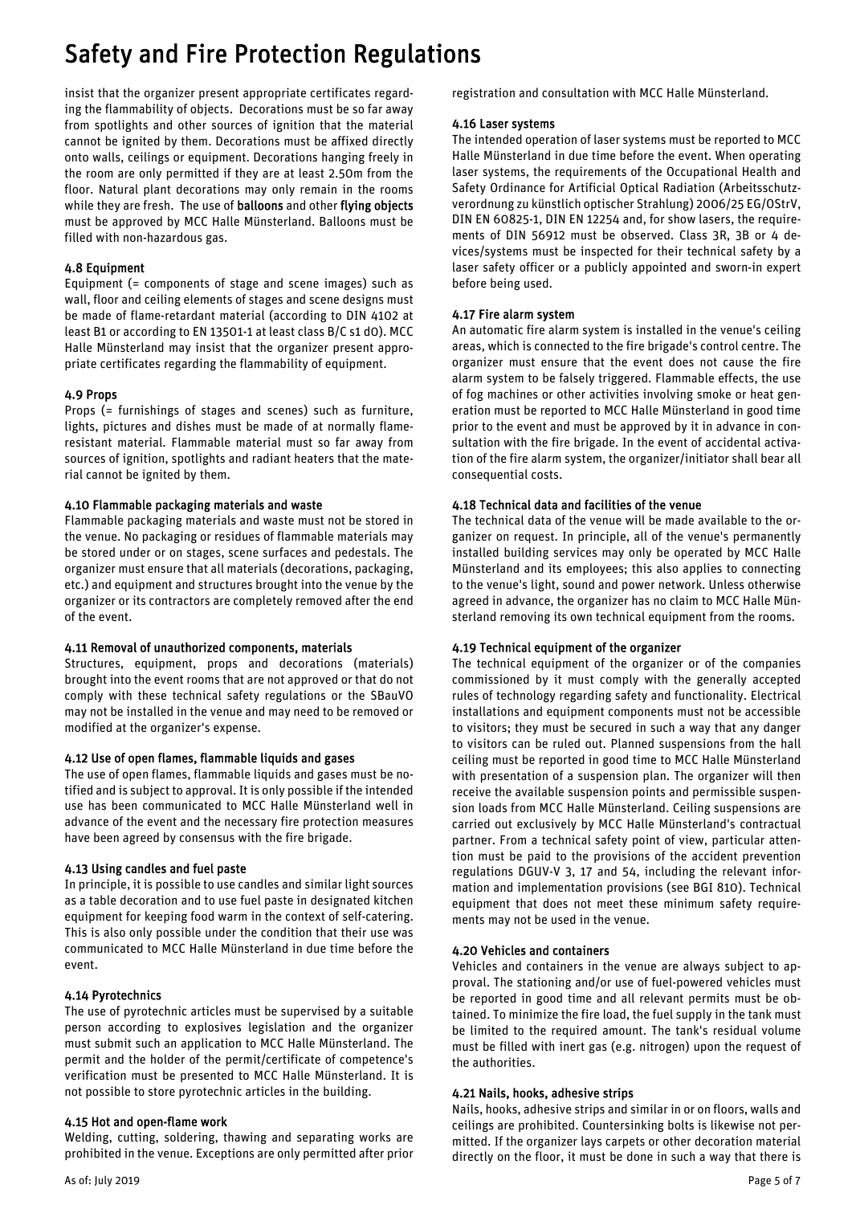# Safety and Fire Protection Regulations

insist that the organizer present appropriate certificates regarding the flammability of objects. Decorations must be so far away from spotlights and other sources of ignition that the material cannot be ignited by them. Decorations must be affixed directly onto walls, ceilings or equipment. Decorations hanging freely in the room are only permitted if they are at least 2.50m from the floor. Natural plant decorations may only remain in the rooms while they are fresh. The use of **balloons** and other **flying objects** must be approved by MCC Halle Münsterland. Balloons must be filled with non-hazardous gas.

#### 4.8 Equipment

Equipment (= components of stage and scene images) such as wall, floor and ceiling elements of stages and scene designs must be made of flame-retardant material (according to DIN 4102 at least B1 or according to EN 13501-1 at least class B/C s1 d0). MCC Halle Münsterland may insist that the organizer present appropriate certificates regarding the flammability of equipment.

#### 4.9 Props

Props (= furnishings of stages and scenes) such as furniture, lights, pictures and dishes must be made of at normally flame-resistant material. Flammable material must so far away from sources of ignition, spotlights and radiant heaters that the material cannot be ignited by them.

#### 4.10 Flammable packaging materials and waste

Flammable packaging materials and waste must not be stored in the venue. No packaging or residues of flammable materials may be stored under or on stages, scene surfaces and pedestals. The organizer must ensure that all materials (decorations, packaging, etc.) and equipment and structures brought into the venue by the organizer or its contractors are completely removed after the end of the event.

#### 4.11 Removal of unauthorized components, materials

Structures, equipment, props and decorations (materials) brought into the event rooms that are not approved or that do not comply with these technical safety regulations or the SBauVO may not be installed in the venue and may need to be removed or modified at the organizer's expense.

#### 4.12 Use of open flames, flammable liquids and gases

The use of open flames, flammable liquids and gases must be notified and is subject to approval. It is only possible if the intended use has been communicated to MCC Halle Münsterland well in advance of the event and the necessary fire protection measures have been agreed by consensus with the fire brigade.

#### 4.13 Using candles and fuel paste

In principle, it is possible to use candles and similar light sources as a table decoration and to use fuel paste in designated kitchen equipment for keeping food warm in the context of self-catering. This is also only possible under the condition that their use was communicated to MCC Halle Münsterland in due time before the event.

#### 4.14 Pyrotechnics

The use of pyrotechnic articles must be supervised by a suitable person according to explosives legislation and the organizer must submit such an application to MCC Halle Münsterland. The permit and the holder of the permit/certificate of competence's verification must be presented to MCC Halle Münsterland. It is not possible to store pyrotechnic articles in the building.

#### 4.15 Hot and open-flame work

Welding, cutting, soldering, thawing and separating works are prohibited in the venue. Exceptions are only permitted after prior registration and consultation with MCC Halle Münsterland.

#### 4.16 Laser systems

The intended operation of laser systems must be reported to MCC Halle Münsterland in due time before the event. When operating laser systems, the requirements of the Occupational Health and Safety Ordinance for Artificial Optical Radiation (Arbeitsschutzverordnung zu künstlich optischer Strahlung) 2006/25 EG/OStrV, DIN EN 60825-1, DIN EN 12254 and, for show lasers, the requirements of DIN 56912 must be observed. Class 3R, 3B or 4 devices/systems must be inspected for their technical safety by a laser safety officer or a publicly appointed and sworn-in expert before being used.

#### 4.17 Fire alarm system

An automatic fire alarm system is installed in the venue's ceiling areas, which is connected to the fire brigade's control centre. The organizer must ensure that the event does not cause the fire alarm system to be falsely triggered. Flammable effects, the use of fog machines or other activities involving smoke or heat generation must be reported to MCC Halle Münsterland in good time prior to the event and must be approved by it in advance in consultation with the fire brigade. In the event of accidental activation of the fire alarm system, the organizer/initiator shall bear all consequential costs.

#### 4.18 Technical data and facilities of the venue

The technical data of the venue will be made available to the organizer on request. In principle, all of the venue's permanently installed building services may only be operated by MCC Halle Münsterland and its employees; this also applies to connecting to the venue's light, sound and power network. Unless otherwise agreed in advance, the organizer has no claim to MCC Halle Münsterland removing its own technical equipment from the rooms.

#### 4.19 Technical equipment of the organizer

The technical equipment of the organizer or of the companies commissioned by it must comply with the generally accepted rules of technology regarding safety and functionality. Electrical installations and equipment components must not be accessible to visitors; they must be secured in such a way that any danger to visitors can be ruled out. Planned suspensions from the hall ceiling must be reported in good time to MCC Halle Münsterland with presentation of a suspension plan. The organizer will then receive the available suspension points and permissible suspension loads from MCC Halle Münsterland. Ceiling suspensions are carried out exclusively by MCC Halle Münsterland's contractual partner. From a technical safety point of view, particular attention must be paid to the provisions of the accident prevention regulations DGUV-V 3, 17 and 54, including the relevant information and implementation provisions (see BGI 810). Technical equipment that does not meet these minimum safety requirements may not be used in the venue.

#### 4.20 Vehicles and containers

Vehicles and containers in the venue are always subject to approval. The stationing and/or use of fuel-powered vehicles must be reported in good time and all relevant permits must be obtained. To minimize the fire load, the fuel supply in the tank must be limited to the required amount. The tank's residual volume must be filled with inert gas (e.g. nitrogen) upon the request of the authorities.

#### 4.21 Nails, hooks, adhesive strips

Nails, hooks, adhesive strips and similar in or on floors, walls and ceilings are prohibited. Countersinking bolts is likewise not permitted. If the organizer lays carpets or other decoration material directly on the floor, it must be done in such a way that there is

As of: July 2019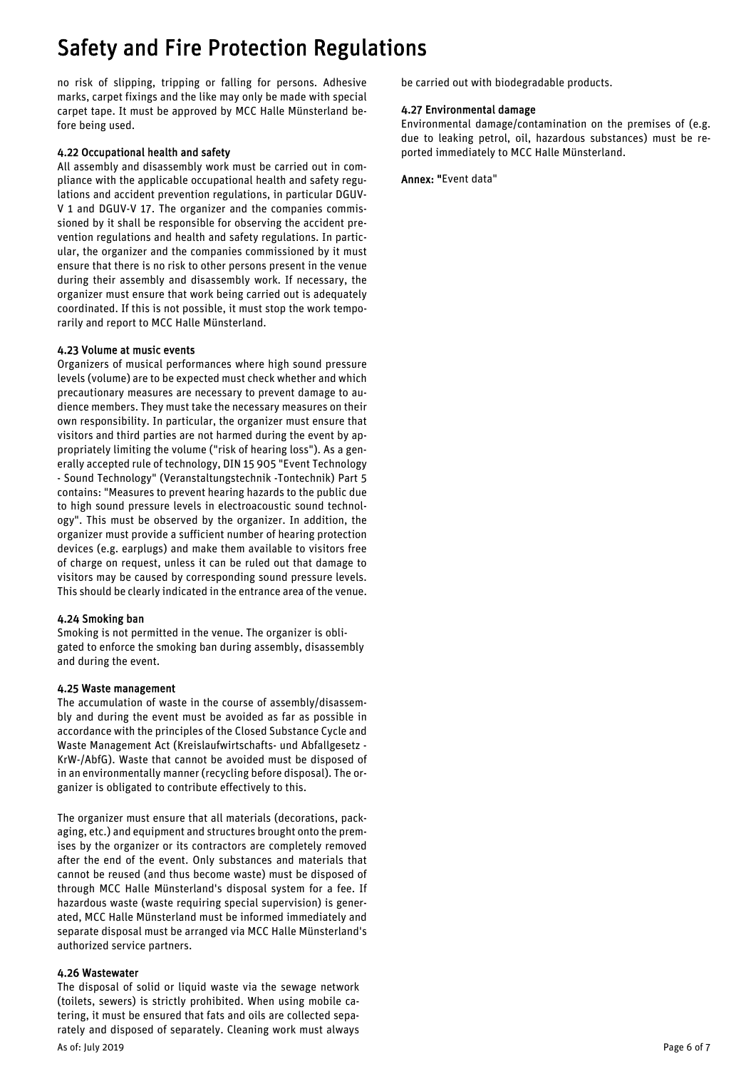no risk of slipping, tripping or falling for persons. Adhesive marks, carpet fixings and the like may only be made with special carpet tape. It must be approved by MCC Halle Münsterland before being used.

### 4.22 Occupational health and safety

All assembly and disassembly work must be carried out in compliance with the applicable occupational health and safety regulations and accident prevention regulations, in particular DGUV-V 1 and DGUV-V 17. The organizer and the companies commissioned by it shall be responsible for observing the accident prevention regulations and health and safety regulations. In particular, the organizer and the companies commissioned by it must ensure that there is no risk to other persons present in the venue during their assembly and disassembly work. If necessary, the organizer must ensure that work being carried out is adequately coordinated. If this is not possible, it must stop the work temporarily and report to MCC Halle Münsterland.

### 4.23 Volume at music events

Organizers of musical performances where high sound pressure levels (volume) are to be expected must check whether and which precautionary measures are necessary to prevent damage to audience members. They must take the necessary measures on their own responsibility. In particular, the organizer must ensure that visitors and third parties are not harmed during the event by appropriately limiting the volume ("risk of hearing loss"). As a generally accepted rule of technology, DIN 15 905 "Event Technology - Sound Technology" (Veranstaltungstechnik -Tontechnik) Part 5 contains: "Measures to prevent hearing hazards to the public due to high sound pressure levels in electroacoustic sound technology". This must be observed by the organizer. In addition, the organizer must provide a sufficient number of hearing protection devices (e.g. earplugs) and make them available to visitors free of charge on request, unless it can be ruled out that damage to visitors may be caused by corresponding sound pressure levels. This should be clearly indicated in the entrance area of the venue.

### 4.24 Smoking ban

Smoking is not permitted in the venue. The organizer is obligated to enforce the smoking ban during assembly, disassembly and during the event.

### 4.25 Waste management

The accumulation of waste in the course of assembly/disassembly and during the event must be avoided as far as possible in accordance with the principles of the Closed Substance Cycle and Waste Management Act (Kreislaufwirtschafts- und Abfallgesetz - KrW-/AbfG). Waste that cannot be avoided must be disposed of in an environmentally manner (recycling before disposal). The organizer is obligated to contribute effectively to this.

The organizer must ensure that all materials (decorations, packaging, etc.) and equipment and structures brought onto the premises by the organizer or its contractors are completely removed after the end of the event. Only substances and materials that cannot be reused (and thus become waste) must be disposed of through MCC Halle Münsterland's disposal system for a fee. If hazardous waste (waste requiring special supervision) is generated, MCC Halle Münsterland must be informed immediately and separate disposal must be arranged via MCC Halle Münsterland's authorized service partners.

### 4.26 Wastewater

The disposal of solid or liquid waste via the sewage network (toilets, sewers) is strictly prohibited. When using mobile catering, it must be ensured that fats and oils are collected separately and disposed of separately. Cleaning work must always be carried out with biodegradable products.

### 4.27 Environmental damage

Environmental damage/contamination on the premises of (e.g. due to leaking petrol, oil, hazardous substances) must be reported immediately to MCC Halle Münsterland.

**Annex: "**Event data"

As of: July 2019